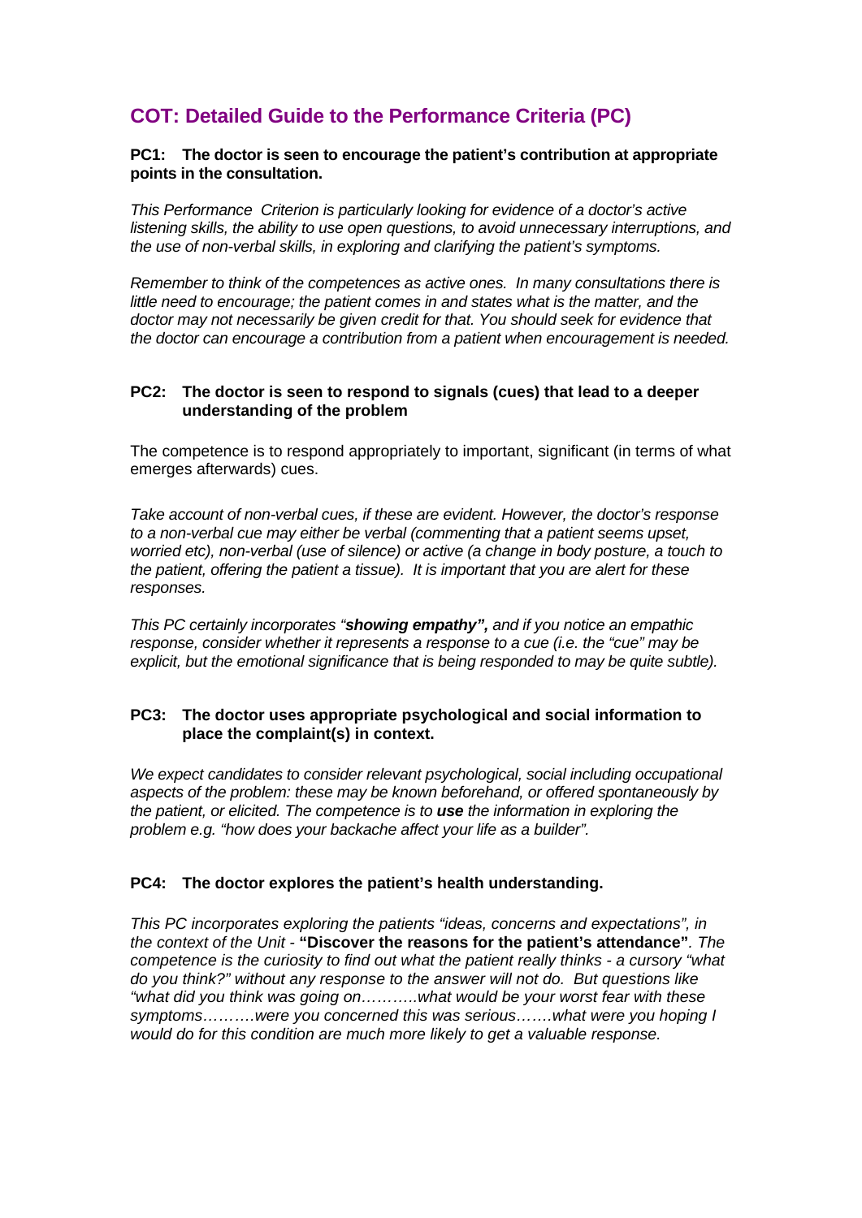# COT: Detailed Guide to the Performance Criteria (PC)

**PC1: The doctor is seen to encourage the patient's contribution at appropriate points in the consultation.**

*This Performance Criterion is particularly looking for evidence of a doctor's active listening skills, the ability to use open questions, to avoid unnecessary interruptions, and the use of non-verbal skills, in exploring and clarifying the patient's symptoms.*

*Remember to think of the competences as active ones. In many consultations there is little need to encourage; the patient comes in and states what is the matter, and the doctor may not necessarily be given credit for that. You should seek for evidence that the doctor can encourage a contribution from a patient when encouragement is needed.*

**PC2: The doctor is seen to respond to signals (cues) that lead to a deeper understanding of the problem**

The competence is to respond appropriately to important, significant (in terms of what emerges afterwards) cues.

*Take account of non-verbal cues, if these are evident. However, the doctor's response to a non-verbal cue may either be verbal (commenting that a patient seems upset, worried etc), non-verbal (use of silence) or active (a change in body posture, a touch to the patient, offering the patient a tissue). It is important that you are alert for these responses.*

*This PC certainly incorporates "**showing empathy",** and if you notice an empathic response, consider whether it represents a response to a cue (i.e. the "cue" may be explicit, but the emotional significance that is being responded to may be quite subtle).*

**PC3: The doctor uses appropriate psychological and social information to place the complaint(s) in context.**

*We expect candidates to consider relevant psychological, social including occupational aspects of the problem: these may be known beforehand, or offered spontaneously by the patient, or elicited. The competence is to **use** the information in exploring the problem e.g. "how does your backache affect your life as a builder".*

**PC4: The doctor explores the patient's health understanding.**

*This PC incorporates exploring the patients "ideas, concerns and expectations", in the context of the Unit -* **"Discover the reasons for the patient's attendance"**. *The competence is the curiosity to find out what the patient really thinks - a cursory "what do you think?" without any response to the answer will not do. But questions like "what did you think was going on………..what would be your worst fear with these symptoms……….were you concerned this was serious…….what were you hoping I would do for this condition are much more likely to get a valuable response.*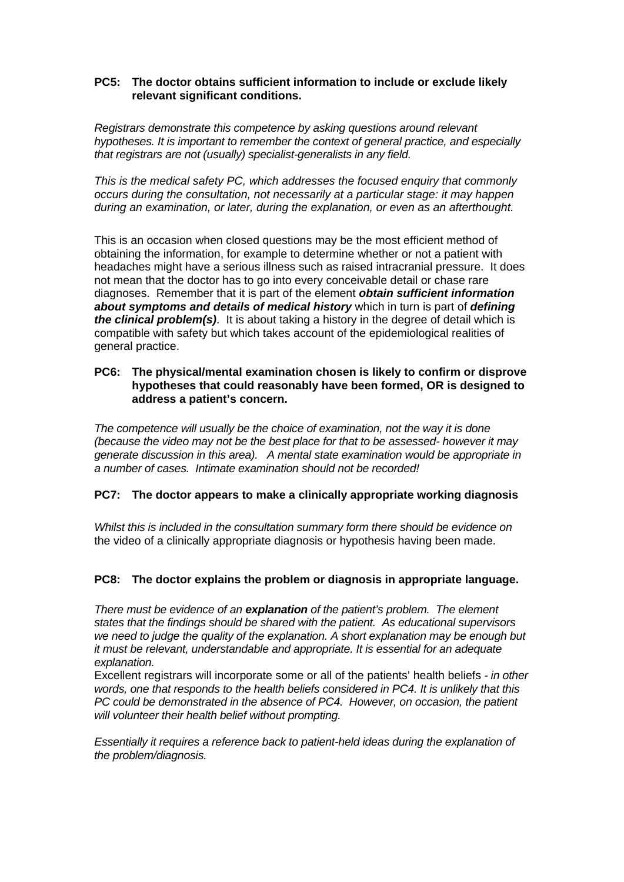**PC5: The doctor obtains sufficient information to include or exclude likely relevant significant conditions.**

*Registrars demonstrate this competence by asking questions around relevant hypotheses. It is important to remember the context of general practice, and especially that registrars are not (usually) specialist-generalists in any field.*

*This is the medical safety PC, which addresses the focused enquiry that commonly occurs during the consultation, not necessarily at a particular stage: it may happen during an examination, or later, during the explanation, or even as an afterthought.*

This is an occasion when closed questions may be the most efficient method of obtaining the information, for example to determine whether or not a patient with headaches might have a serious illness such as raised intracranial pressure. It does not mean that the doctor has to go into every conceivable detail or chase rare diagnoses. Remember that it is part of the element ***obtain sufficient information about symptoms and details of medical history*** which in turn is part of ***defining the clinical problem(s)***. It is about taking a history in the degree of detail which is compatible with safety but which takes account of the epidemiological realities of general practice.

**PC6: The physical/mental examination chosen is likely to confirm or disprove hypotheses that could reasonably have been formed, OR is designed to address a patient's concern.**

*The competence will usually be the choice of examination, not the way it is done (because the video may not be the best place for that to be assessed- however it may generate discussion in this area). A mental state examination would be appropriate in a number of cases. Intimate examination should not be recorded!*

**PC7: The doctor appears to make a clinically appropriate working diagnosis**

*Whilst this is included in the consultation summary form there should be evidence on* the video of a clinically appropriate diagnosis or hypothesis having been made.

**PC8: The doctor explains the problem or diagnosis in appropriate language.**

*There must be evidence of an **explanation** of the patient's problem. The element states that the findings should be shared with the patient. As educational supervisors we need to judge the quality of the explanation. A short explanation may be enough but it must be relevant, understandable and appropriate. It is essential for an adequate explanation.*
Excellent registrars will incorporate some or all of the patients' health beliefs - *in other words, one that responds to the health beliefs considered in PC4. It is unlikely that this PC could be demonstrated in the absence of PC4. However, on occasion, the patient will volunteer their health belief without prompting.*

*Essentially it requires a reference back to patient-held ideas during the explanation of the problem/diagnosis.*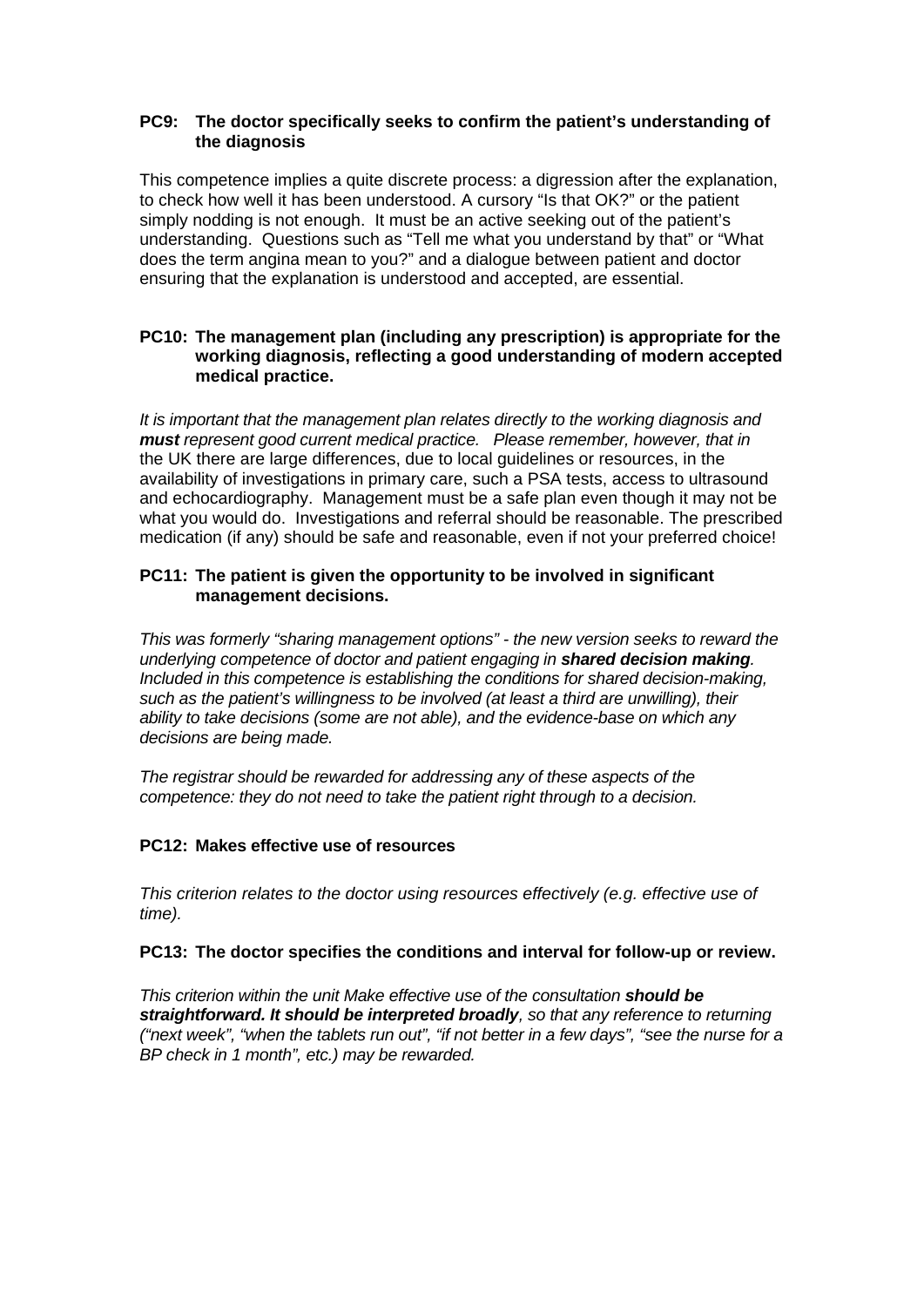**PC9: The doctor specifically seeks to confirm the patient's understanding of the diagnosis**

This competence implies a quite discrete process: a digression after the explanation, to check how well it has been understood. A cursory "Is that OK?" or the patient simply nodding is not enough. It must be an active seeking out of the patient's understanding. Questions such as "Tell me what you understand by that" or "What does the term angina mean to you?" and a dialogue between patient and doctor ensuring that the explanation is understood and accepted, are essential.

**PC10: The management plan (including any prescription) is appropriate for the working diagnosis, reflecting a good understanding of modern accepted medical practice.**

*It is important that the management plan relates directly to the working diagnosis and **must** represent good current medical practice. Please remember, however, that in* the UK there are large differences, due to local guidelines or resources, in the availability of investigations in primary care, such a PSA tests, access to ultrasound and echocardiography. Management must be a safe plan even though it may not be what you would do. Investigations and referral should be reasonable. The prescribed medication (if any) should be safe and reasonable, even if not your preferred choice!

**PC11: The patient is given the opportunity to be involved in significant management decisions.**

*This was formerly "sharing management options" - the new version seeks to reward the underlying competence of doctor and patient engaging in **shared decision making**. Included in this competence is establishing the conditions for shared decision-making, such as the patient's willingness to be involved (at least a third are unwilling), their ability to take decisions (some are not able), and the evidence-base on which any decisions are being made.*

*The registrar should be rewarded for addressing any of these aspects of the competence: they do not need to take the patient right through to a decision.*

**PC12: Makes effective use of resources**

*This criterion relates to the doctor using resources effectively (e.g. effective use of time).*

**PC13: The doctor specifies the conditions and interval for follow-up or review.**

*This criterion within the unit Make effective use of the consultation **should be straightforward. It should be interpreted broadly**, so that any reference to returning ("next week", "when the tablets run out", "if not better in a few days", "see the nurse for a BP check in 1 month", etc.) may be rewarded.*